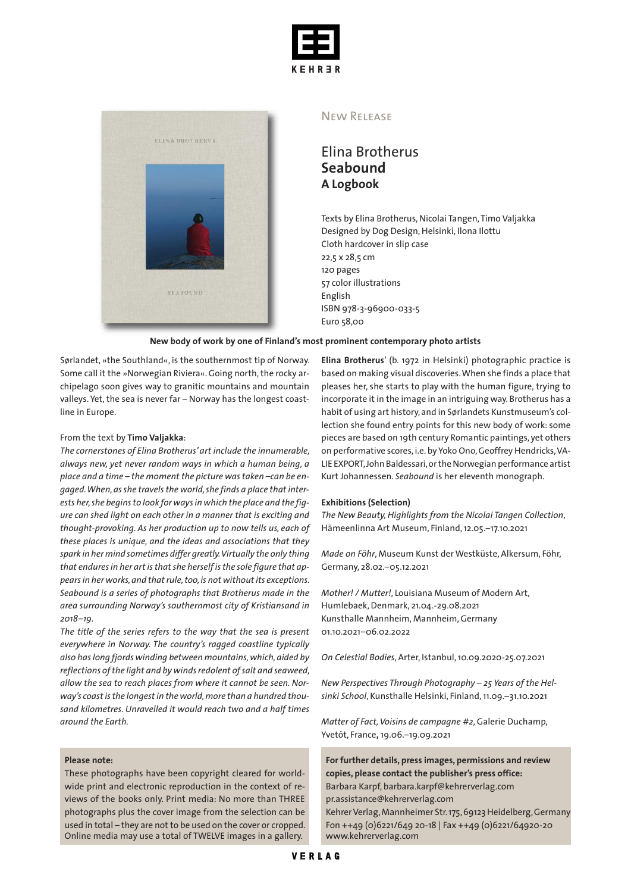KEHRER

## New Release

# Elina Brotherus
## Seabound
### A Logbook

Texts by Elina Brotherus, Nicolai Tangen, Timo Valjakka
Designed by Dog Design, Helsinki, Ilona Ilottu
Cloth hardcover in slip case
22,5 x 28,5 cm
120 pages
57 color illustrations
English
ISBN 978-3-96900-033-5
Euro 58,00

**New body of work by one of Finland's most prominent contemporary photo artists**

Sørlandet, »the Southland«, is the southernmost tip of Norway. Some call it the »Norwegian Riviera«. Going north, the rocky archipelago soon gives way to granitic mountains and mountain valleys. Yet, the sea is never far – Norway has the longest coastline in Europe.

From the text by **Timo Valjakka**:

*The cornerstones of Elina Brotherus' art include the innumerable, always new, yet never random ways in which a human being, a place and a time – the moment the picture was taken –can be engaged. When, as she travels the world, she finds a place that interests her, she begins to look for ways in which the place and the figure can shed light on each other in a manner that is exciting and thought-provoking. As her production up to now tells us, each of these places is unique, and the ideas and associations that they spark in her mind sometimes differ greatly. Virtually the only thing that endures in her art is that she herself is the sole figure that appears in her works, and that rule, too, is not without its exceptions. Seabound is a series of photographs that Brotherus made in the area surrounding Norway's southernmost city of Kristiansand in 2018–19.*

*The title of the series refers to the way that the sea is present everywhere in Norway. The country's ragged coastline typically also has long fjords winding between mountains, which, aided by reflections of the light and by winds redolent of salt and seaweed, allow the sea to reach places from where it cannot be seen. Norway's coast is the longest in the world, more than a hundred thousand kilometres. Unravelled it would reach two and a half times around the Earth.*

**Elina Brotherus**' (b. 1972 in Helsinki) photographic practice is based on making visual discoveries. When she finds a place that pleases her, she starts to play with the human figure, trying to incorporate it in the image in an intriguing way. Brotherus has a habit of using art history, and in Sørlandets Kunstmuseum's collection she found entry points for this new body of work: some pieces are based on 19th century Romantic paintings, yet others on performative scores, i.e. by Yoko Ono, Geoffrey Hendricks, VALIE EXPORT, John Baldessari, or the Norwegian performance artist Kurt Johannessen. *Seabound* is her eleventh monograph.

**Exhibitions (Selection)**

*The New Beauty, Highlights from the Nicolai Tangen Collection*, Hämeenlinna Art Museum, Finland, 12.05.–17.10.2021

*Made on Föhr*, Museum Kunst der Westküste, Alkersum, Föhr, Germany, 28.02.–05.12.2021

*Mother! / Mutter!*, Louisiana Museum of Modern Art, Humlebaek, Denmark, 21.04.-29.08.2021
Kunsthalle Mannheim, Mannheim, Germany 01.10.2021–06.02.2022

*On Celestial Bodies*, Arter, Istanbul, 10.09.2020-25.07.2021

*New Perspectives Through Photography – 25 Years of the Helsinki School*, Kunsthalle Helsinki, Finland, 11.09.–31.10.2021

*Matter of Fact, Voisins de campagne #2*, Galerie Duchamp, Yvetôt, France, 19.06.–19.09.2021

**Please note:**

These photographs have been copyright cleared for worldwide print and electronic reproduction in the context of reviews of the books only. Print media: No more than THREE photographs plus the cover image from the selection can be used in total – they are not to be used on the cover or cropped. Online media may use a total of TWELVE images in a gallery.

**For further details, press images, permissions and review copies, please contact the publisher's press office:**
Barbara Karpf, barbara.karpf@kehrerverlag.com
pr.assistance@kehrerverlag.com
Kehrer Verlag, Mannheimer Str. 175, 69123 Heidelberg, Germany
Fon ++49 (0)6221/649 20-18 | Fax ++49 (0)6221/64920-20
www.kehrerverlag.com

VERLAG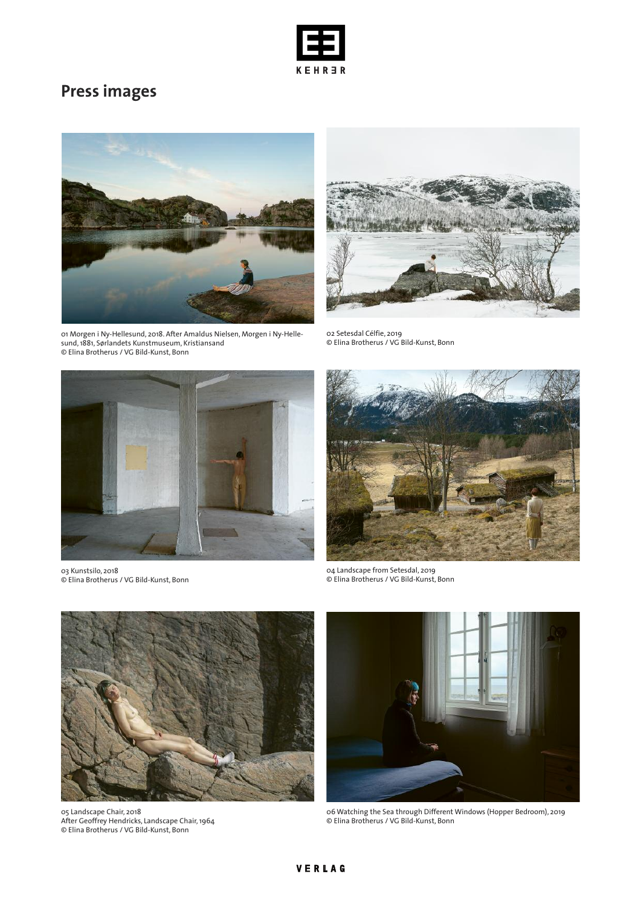# Press images

01 Morgen i Ny-Hellesund, 2018. After Amaldus Nielsen, Morgen i Ny-Hellesund, 1881, Sørlandets Kunstmuseum, Kristiansand
© Elina Brotherus / VG Bild-Kunst, Bonn

02 Setesdal Célfie, 2019
© Elina Brotherus / VG Bild-Kunst, Bonn

03 Kunstsilo, 2018
© Elina Brotherus / VG Bild-Kunst, Bonn

04 Landscape from Setesdal, 2019
© Elina Brotherus / VG Bild-Kunst, Bonn

05 Landscape Chair, 2018
After Geoffrey Hendricks, Landscape Chair, 1964
© Elina Brotherus / VG Bild-Kunst, Bonn

06 Watching the Sea through Different Windows (Hopper Bedroom), 2019
© Elina Brotherus / VG Bild-Kunst, Bonn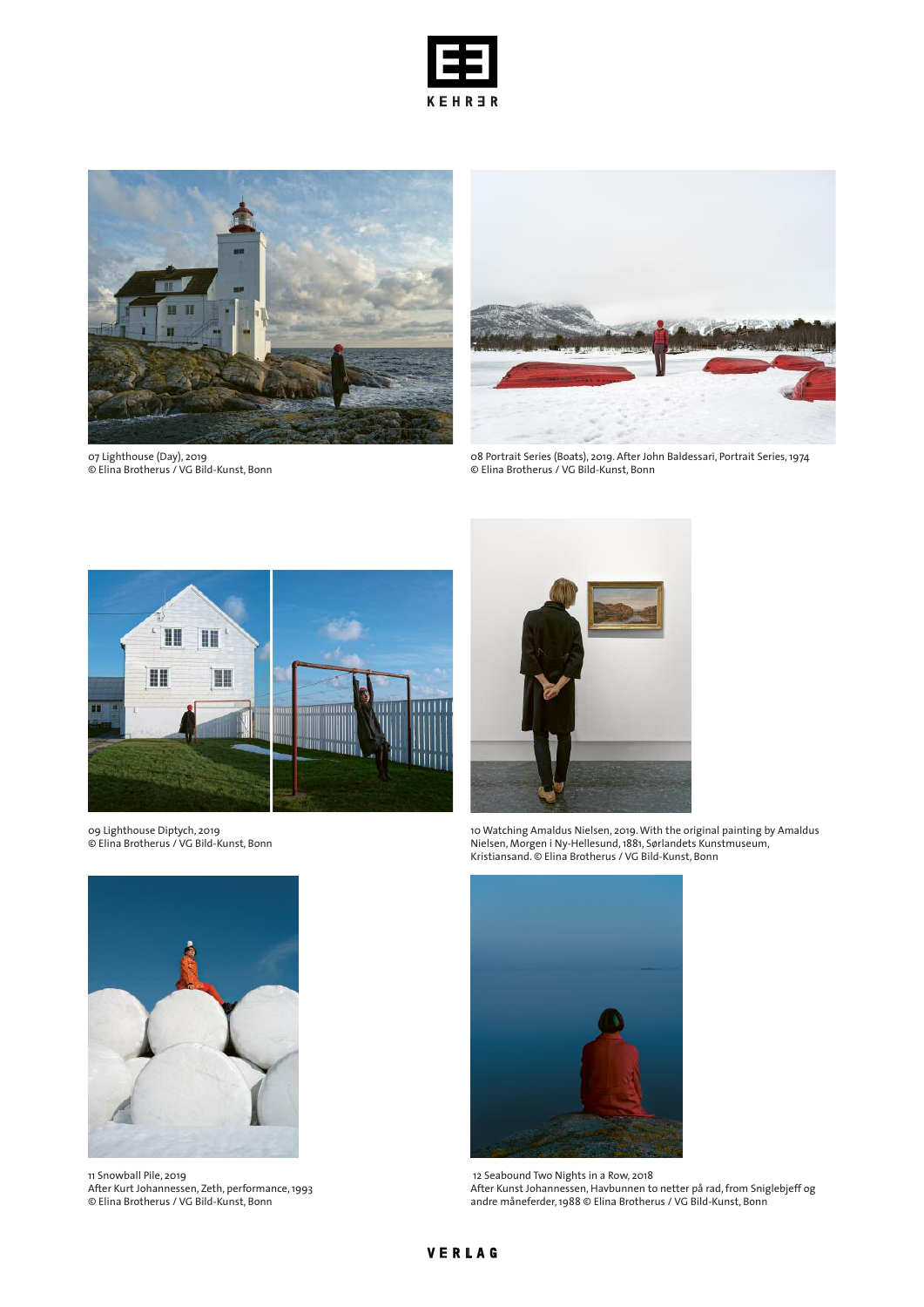07 Lighthouse (Day), 2019
© Elina Brotherus / VG Bild-Kunst, Bonn

08 Portrait Series (Boats), 2019. After John Baldessari, Portrait Series, 1974
© Elina Brotherus / VG Bild-Kunst, Bonn

09 Lighthouse Diptych, 2019
© Elina Brotherus / VG Bild-Kunst, Bonn

10 Watching Amaldus Nielsen, 2019. With the original painting by Amaldus Nielsen, Morgen i Ny-Hellesund, 1881, Sørlandets Kunstmuseum, Kristiansand. © Elina Brotherus / VG Bild-Kunst, Bonn

11 Snowball Pile, 2019
After Kurt Johannessen, Zeth, performance, 1993
© Elina Brotherus / VG Bild-Kunst, Bonn

12 Seabound Two Nights in a Row, 2018
After Kunst Johannessen, Havbunnen to netter på rad, from Sniglebjeff og andre måneferder, 1988 © Elina Brotherus / VG Bild-Kunst, Bonn